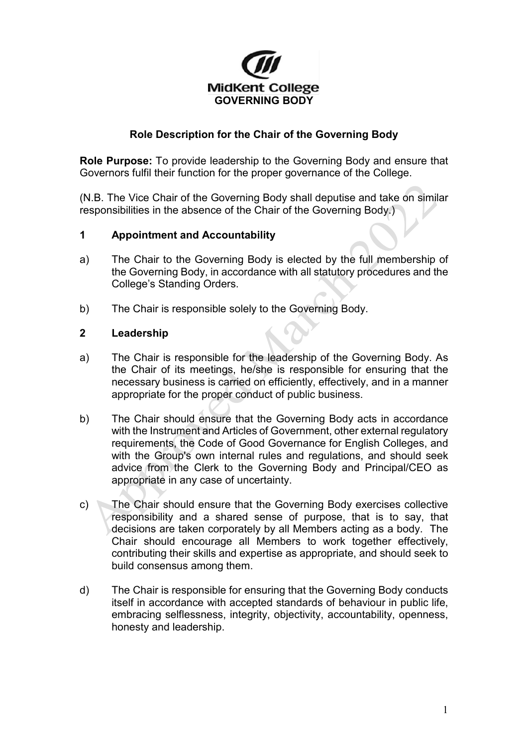MidKent College

**GOVERNING BODY**

## Role Description for the Chair of the Governing Body

**Role Purpose:** To provide leadership to the Governing Body and ensure that Governors fulfil their function for the proper governance of the College.

(N.B. The Vice Chair of the Governing Body shall deputise and take on similar responsibilities in the absence of the Chair of the Governing Body.)

### 1 Appointment and Accountability

a) The Chair to the Governing Body is elected by the full membership of the Governing Body, in accordance with all statutory procedures and the College's Standing Orders.

b) The Chair is responsible solely to the Governing Body.

### 2 Leadership

a) The Chair is responsible for the leadership of the Governing Body. As the Chair of its meetings, he/she is responsible for ensuring that the necessary business is carried on efficiently, effectively, and in a manner appropriate for the proper conduct of public business.

b) The Chair should ensure that the Governing Body acts in accordance with the Instrument and Articles of Government, other external regulatory requirements, the Code of Good Governance for English Colleges, and with the Group's own internal rules and regulations, and should seek advice from the Clerk to the Governing Body and Principal/CEO as appropriate in any case of uncertainty.

c) The Chair should ensure that the Governing Body exercises collective responsibility and a shared sense of purpose, that is to say, that decisions are taken corporately by all Members acting as a body. The Chair should encourage all Members to work together effectively, contributing their skills and expertise as appropriate, and should seek to build consensus among them.

d) The Chair is responsible for ensuring that the Governing Body conducts itself in accordance with accepted standards of behaviour in public life, embracing selflessness, integrity, objectivity, accountability, openness, honesty and leadership.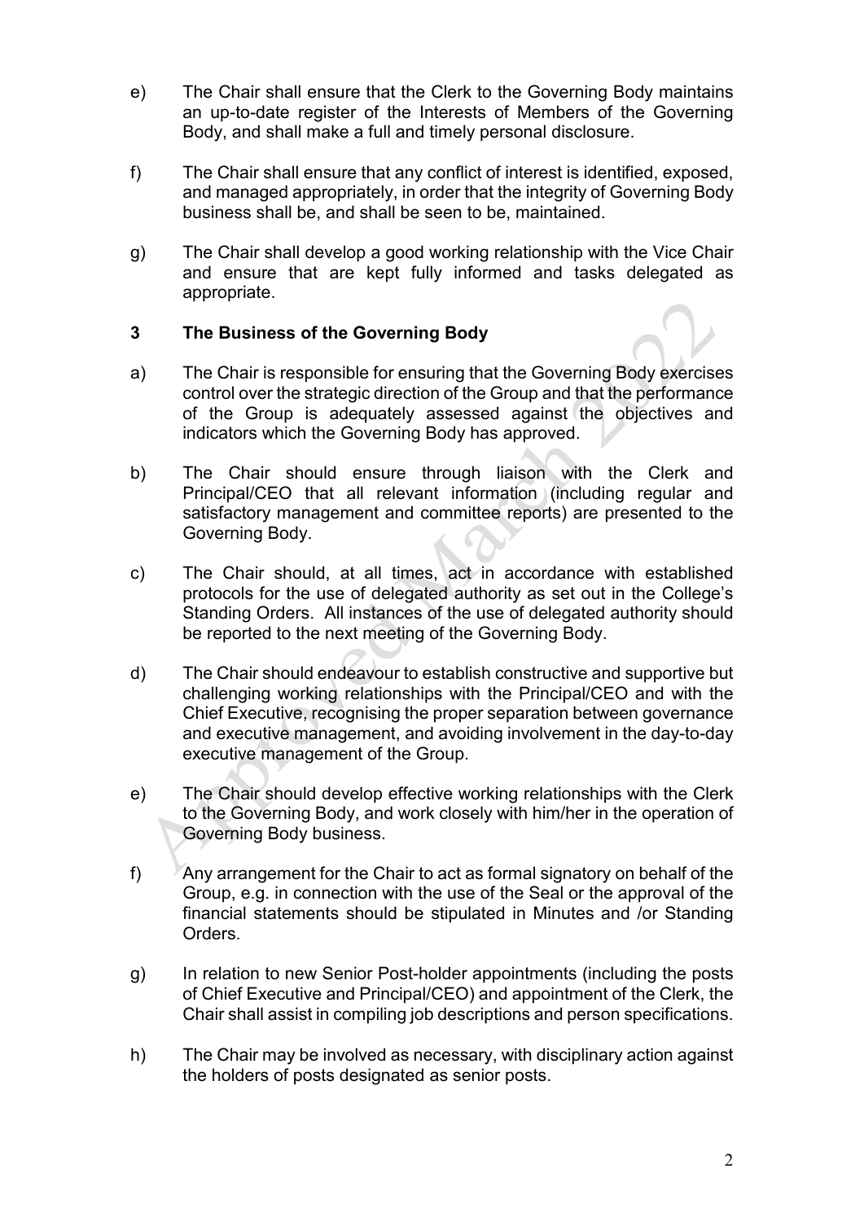e) The Chair shall ensure that the Clerk to the Governing Body maintains an up-to-date register of the Interests of Members of the Governing Body, and shall make a full and timely personal disclosure.

f) The Chair shall ensure that any conflict of interest is identified, exposed, and managed appropriately, in order that the integrity of Governing Body business shall be, and shall be seen to be, maintained.

g) The Chair shall develop a good working relationship with the Vice Chair and ensure that are kept fully informed and tasks delegated as appropriate.

## 3 The Business of the Governing Body

a) The Chair is responsible for ensuring that the Governing Body exercises control over the strategic direction of the Group and that the performance of the Group is adequately assessed against the objectives and indicators which the Governing Body has approved.

b) The Chair should ensure through liaison with the Clerk and Principal/CEO that all relevant information (including regular and satisfactory management and committee reports) are presented to the Governing Body.

c) The Chair should, at all times, act in accordance with established protocols for the use of delegated authority as set out in the College's Standing Orders. All instances of the use of delegated authority should be reported to the next meeting of the Governing Body.

d) The Chair should endeavour to establish constructive and supportive but challenging working relationships with the Principal/CEO and with the Chief Executive, recognising the proper separation between governance and executive management, and avoiding involvement in the day-to-day executive management of the Group.

e) The Chair should develop effective working relationships with the Clerk to the Governing Body, and work closely with him/her in the operation of Governing Body business.

f) Any arrangement for the Chair to act as formal signatory on behalf of the Group, e.g. in connection with the use of the Seal or the approval of the financial statements should be stipulated in Minutes and /or Standing Orders.

g) In relation to new Senior Post-holder appointments (including the posts of Chief Executive and Principal/CEO) and appointment of the Clerk, the Chair shall assist in compiling job descriptions and person specifications.

h) The Chair may be involved as necessary, with disciplinary action against the holders of posts designated as senior posts.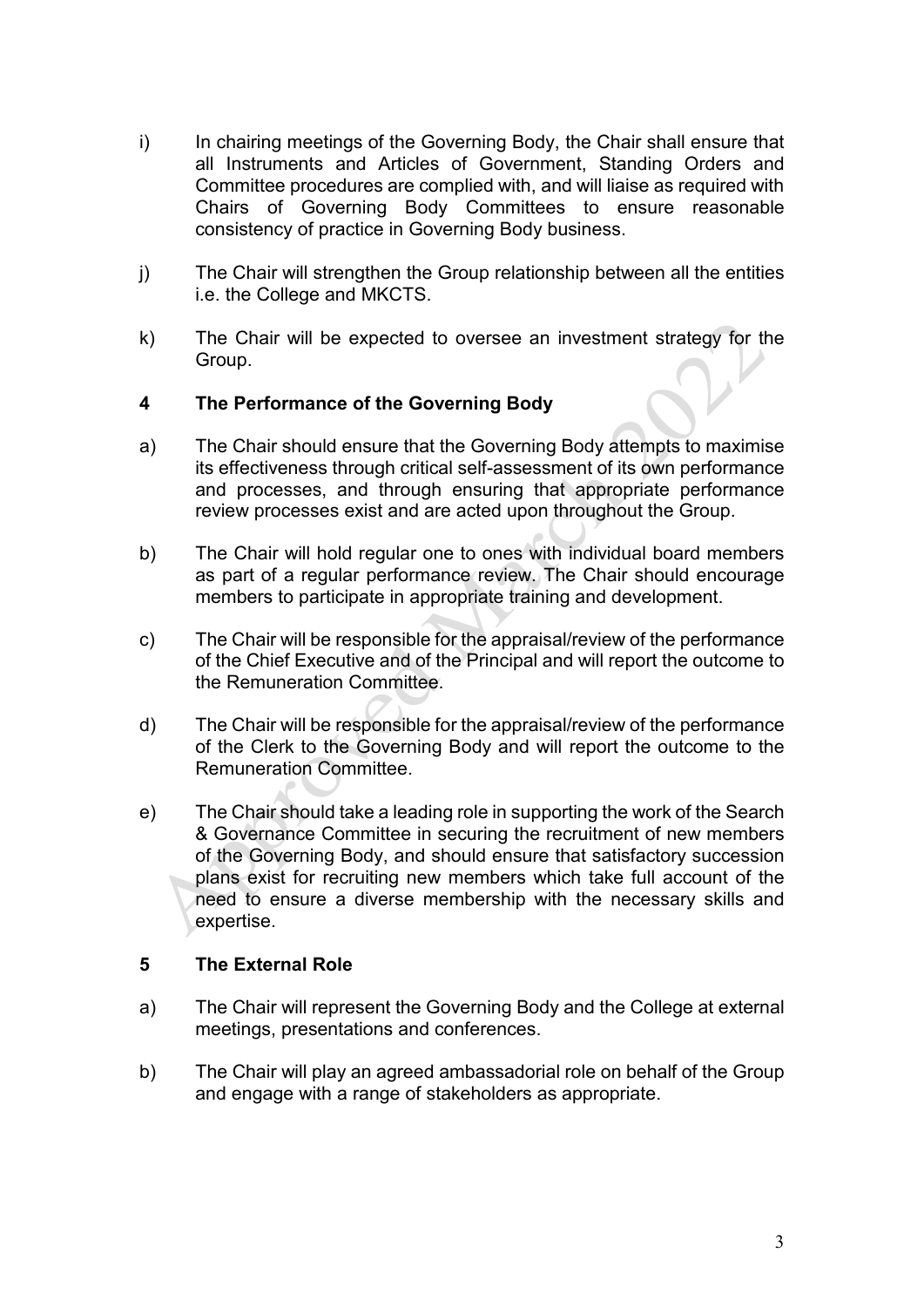i) In chairing meetings of the Governing Body, the Chair shall ensure that all Instruments and Articles of Government, Standing Orders and Committee procedures are complied with, and will liaise as required with Chairs of Governing Body Committees to ensure reasonable consistency of practice in Governing Body business.

j) The Chair will strengthen the Group relationship between all the entities i.e. the College and MKCTS.

k) The Chair will be expected to oversee an investment strategy for the Group.

## 4 The Performance of the Governing Body

a) The Chair should ensure that the Governing Body attempts to maximise its effectiveness through critical self-assessment of its own performance and processes, and through ensuring that appropriate performance review processes exist and are acted upon throughout the Group.

b) The Chair will hold regular one to ones with individual board members as part of a regular performance review. The Chair should encourage members to participate in appropriate training and development.

c) The Chair will be responsible for the appraisal/review of the performance of the Chief Executive and of the Principal and will report the outcome to the Remuneration Committee.

d) The Chair will be responsible for the appraisal/review of the performance of the Clerk to the Governing Body and will report the outcome to the Remuneration Committee.

e) The Chair should take a leading role in supporting the work of the Search & Governance Committee in securing the recruitment of new members of the Governing Body, and should ensure that satisfactory succession plans exist for recruiting new members which take full account of the need to ensure a diverse membership with the necessary skills and expertise.

## 5 The External Role

a) The Chair will represent the Governing Body and the College at external meetings, presentations and conferences.

b) The Chair will play an agreed ambassadorial role on behalf of the Group and engage with a range of stakeholders as appropriate.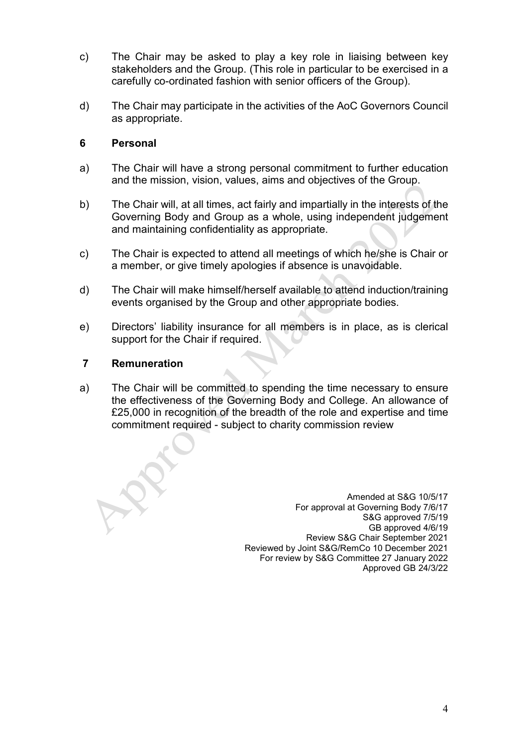c) The Chair may be asked to play a key role in liaising between key stakeholders and the Group. (This role in particular to be exercised in a carefully co-ordinated fashion with senior officers of the Group).

d) The Chair may participate in the activities of the AoC Governors Council as appropriate.

## 6 Personal

a) The Chair will have a strong personal commitment to further education and the mission, vision, values, aims and objectives of the Group.

b) The Chair will, at all times, act fairly and impartially in the interests of the Governing Body and Group as a whole, using independent judgement and maintaining confidentiality as appropriate.

c) The Chair is expected to attend all meetings of which he/she is Chair or a member, or give timely apologies if absence is unavoidable.

d) The Chair will make himself/herself available to attend induction/training events organised by the Group and other appropriate bodies.

e) Directors' liability insurance for all members is in place, as is clerical support for the Chair if required.

## 7 Remuneration

a) The Chair will be committed to spending the time necessary to ensure the effectiveness of the Governing Body and College. An allowance of £25,000 in recognition of the breadth of the role and expertise and time commitment required - subject to charity commission review

Amended at S&G 10/5/17
For approval at Governing Body 7/6/17
S&G approved 7/5/19
GB approved 4/6/19
Review S&G Chair September 2021
Reviewed by Joint S&G/RemCo 10 December 2021
For review by S&G Committee 27 January 2022
Approved GB 24/3/22